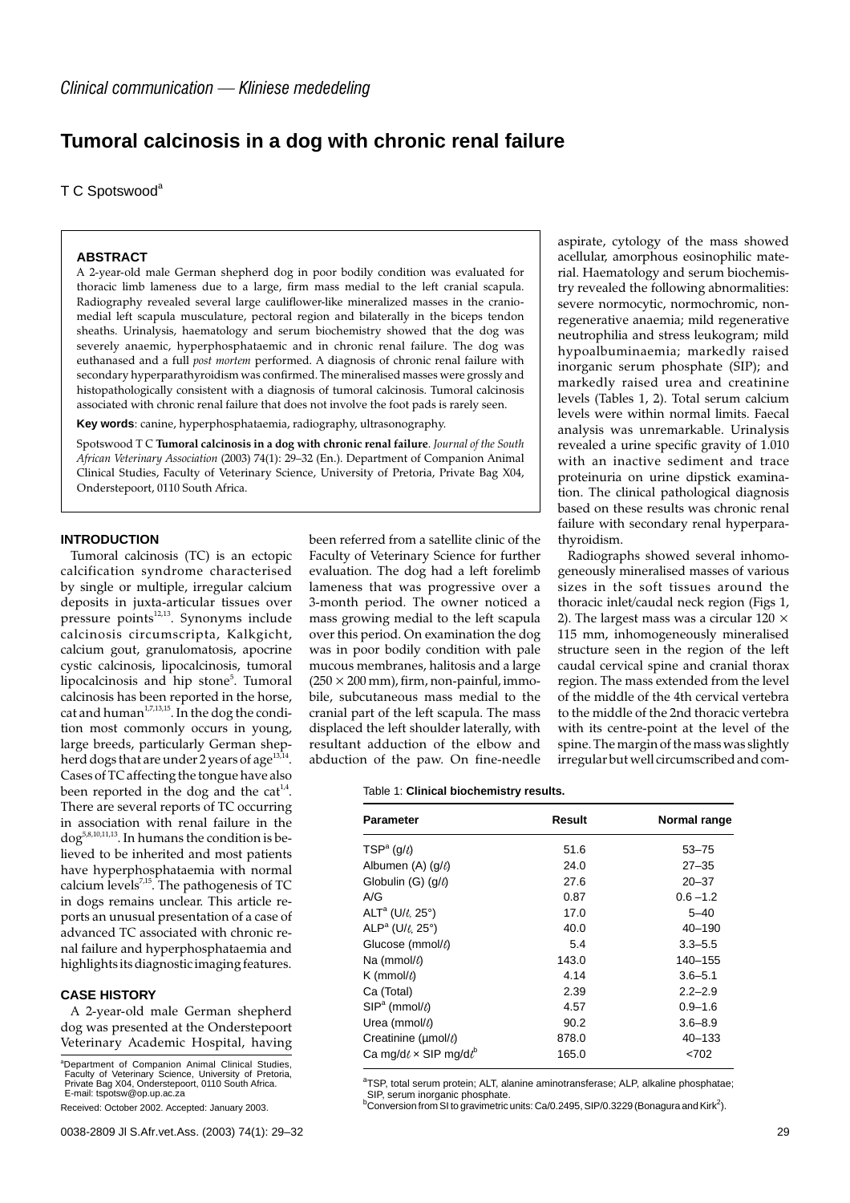*Clinical communication — Kliniese mededeling*

# Tumoral calcinosis in a dog with chronic renal failure

T C Spotswood[a]

### ABSTRACT

A 2-year-old male German shepherd dog in poor bodily condition was evaluated for thoracic limb lameness due to a large, firm mass medial to the left cranial scapula. Radiography revealed several large cauliflower-like mineralized masses in the craniomedial left scapula musculature, pectoral region and bilaterally in the biceps tendon sheaths. Urinalysis, haematology and serum biochemistry showed that the dog was severely anaemic, hyperphosphataemic and in chronic renal failure. The dog was euthanased and a full *post mortem* performed. A diagnosis of chronic renal failure with secondary hyperparathyroidism was confirmed. The mineralised masses were grossly and histopathologically consistent with a diagnosis of tumoral calcinosis. Tumoral calcinosis associated with chronic renal failure that does not involve the foot pads is rarely seen.

**Key words**: canine, hyperphosphataemia, radiography, ultrasonography.

Spotswood T C **Tumoral calcinosis in a dog with chronic renal failure**. *Journal of the South African Veterinary Association* (2003) 74(1): 29–32 (En.). Department of Companion Animal Clinical Studies, Faculty of Veterinary Science, University of Pretoria, Private Bag X04, Onderstepoort, 0110 South Africa.

## INTRODUCTION

Tumoral calcinosis (TC) is an ectopic calcification syndrome characterised by single or multiple, irregular calcium deposits in juxta-articular tissues over pressure points[12,13]. Synonyms include calcinosis circumscripta, Kalkgicht, calcium gout, granulomatosis, apocrine cystic calcinosis, lipocalcinosis, tumoral lipocalcinosis and hip stone[5]. Tumoral calcinosis has been reported in the horse, cat and human[1,7,13,15]. In the dog the condition most commonly occurs in young, large breeds, particularly German shepherd dogs that are under 2 years of age[13,14]. Cases of TC affecting the tongue have also been reported in the dog and the cat[1,4]. There are several reports of TC occurring in association with renal failure in the dog[5,8,10,11,13]. In humans the condition is believed to be inherited and most patients have hyperphosphataemia with normal calcium levels[7,15]. The pathogenesis of TC in dogs remains unclear. This article reports an unusual presentation of a case of advanced TC associated with chronic renal failure and hyperphosphataemia and highlights its diagnostic imaging features.

## CASE HISTORY

A 2-year-old male German shepherd dog was presented at the Onderstepoort Veterinary Academic Hospital, having been referred from a satellite clinic of the Faculty of Veterinary Science for further evaluation. The dog had a left forelimb lameness that was progressive over a 3-month period. The owner noticed a mass growing medial to the left scapula over this period. On examination the dog was in poor bodily condition with pale mucous membranes, halitosis and a large (250 × 200 mm), firm, non-painful, immobile, subcutaneous mass medial to the cranial part of the left scapula. The mass displaced the left shoulder laterally, with resultant adduction of the elbow and abduction of the paw. On fine-needle aspirate, cytology of the mass showed acellular, amorphous eosinophilic material. Haematology and serum biochemistry revealed the following abnormalities: severe normocytic, normochromic, non-regenerative anaemia; mild regenerative neutrophilia and stress leukogram; mild hypoalbuminaemia; markedly raised inorganic serum phosphate (SIP); and markedly raised urea and creatinine levels (Tables 1, 2). Total serum calcium levels were within normal limits. Faecal analysis was unremarkable. Urinalysis revealed a urine specific gravity of 1.010 with an inactive sediment and trace proteinuria on urine dipstick examination. The clinical pathological diagnosis based on these results was chronic renal failure with secondary renal hyperparathyroidism.

Radiographs showed several inhomogeneously mineralised masses of various sizes in the soft tissues around the thoracic inlet/caudal neck region (Figs 1, 2). The largest mass was a circular 120 × 115 mm, inhomogeneously mineralised structure seen in the region of the left caudal cervical spine and cranial thorax region. The mass extended from the level of the middle of the 4th cervical vertebra to the middle of the 2nd thoracic vertebra with its centre-point at the level of the spine. The margin of the mass was slightly irregular but well circumscribed and com-

Table 1: **Clinical biochemistry results.**

| Parameter | Result | Normal range |
|---|---|---|
| TSP[a] (g/ℓ) | 51.6 | 53–75 |
| Albumen (A) (g/ℓ) | 24.0 | 27–35 |
| Globulin (G) (g/ℓ) | 27.6 | 20–37 |
| A/G | 0.87 | 0.6 –1.2 |
| ALT[a] (U/ℓ, 25°) | 17.0 | 5–40 |
| ALP[a] (U/ℓ, 25°) | 40.0 | 40–190 |
| Glucose (mmol/ℓ) | 5.4 | 3.3–5.5 |
| Na (mmol/ℓ) | 143.0 | 140–155 |
| K (mmol/ℓ) | 4.14 | 3.6–5.1 |
| Ca (Total) | 2.39 | 2.2–2.9 |
| SIP[a] (mmol/ℓ) | 4.57 | 0.9–1.6 |
| Urea (mmol/ℓ) | 90.2 | 3.6–8.9 |
| Creatinine (µmol/ℓ) | 878.0 | 40–133 |
| Ca mg/dℓ × SIP mg/dℓ[b] | 165.0 | <702 |

[a]TSP, total serum protein; ALT, alanine aminotransferase; ALP, alkaline phosphatae; SIP, serum inorganic phosphate.
[b]Conversion from SI to gravimetric units: Ca/0.2495, SIP/0.3229 (Bonagura and Kirk[2]).

[a]Department of Companion Animal Clinical Studies, Faculty of Veterinary Science, University of Pretoria, Private Bag X04, Onderstepoort, 0110 South Africa. E-mail: tspotsw@op.up.ac.za

Received: October 2002. Accepted: January 2003.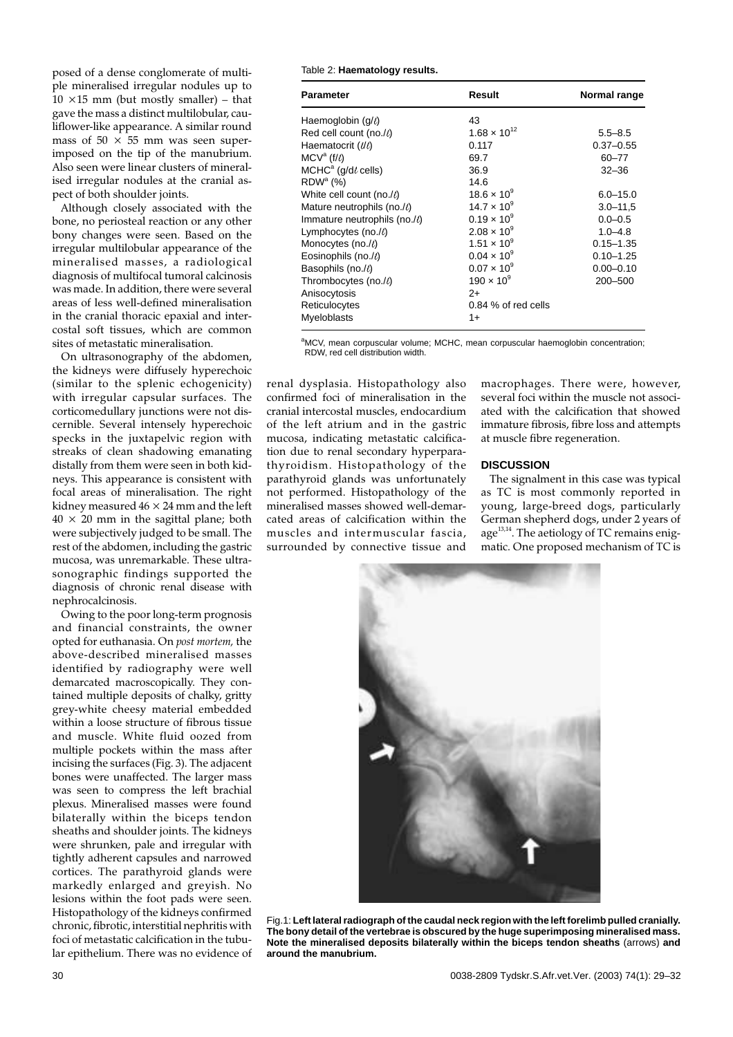posed of a dense conglomerate of multiple mineralised irregular nodules up to 10 ×15 mm (but mostly smaller) – that gave the mass a distinct multilobular, cauliflower-like appearance. A similar round mass of 50 × 55 mm was seen superimposed on the tip of the manubrium. Also seen were linear clusters of mineralised irregular nodules at the cranial aspect of both shoulder joints.

Although closely associated with the bone, no periosteal reaction or any other bony changes were seen. Based on the irregular multilobular appearance of the mineralised masses, a radiological diagnosis of multifocal tumoral calcinosis was made. In addition, there were several areas of less well-defined mineralisation in the cranial thoracic epaxial and intercostal soft tissues, which are common sites of metastatic mineralisation.

On ultrasonography of the abdomen, the kidneys were diffusely hyperechoic (similar to the splenic echogenicity) with irregular capsular surfaces. The corticomedullary junctions were not discernible. Several intensely hyperechoic specks in the juxtapelvic region with streaks of clean shadowing emanating distally from them were seen in both kidneys. This appearance is consistent with focal areas of mineralisation. The right kidney measured 46 × 24 mm and the left 40 × 20 mm in the sagittal plane; both were subjectively judged to be small. The rest of the abdomen, including the gastric mucosa, was unremarkable. These ultrasonographic findings supported the diagnosis of chronic renal disease with nephrocalcinosis.

Owing to the poor long-term prognosis and financial constraints, the owner opted for euthanasia. On *post mortem*, the above-described mineralised masses identified by radiography were well demarcated macroscopically. They contained multiple deposits of chalky, gritty grey-white cheesy material embedded within a loose structure of fibrous tissue and muscle. White fluid oozed from multiple pockets within the mass after incising the surfaces (Fig. 3). The adjacent bones were unaffected. The larger mass was seen to compress the left brachial plexus. Mineralised masses were found bilaterally within the biceps tendon sheaths and shoulder joints. The kidneys were shrunken, pale and irregular with tightly adherent capsules and narrowed cortices. The parathyroid glands were markedly enlarged and greyish. No lesions within the foot pads were seen. Histopathology of the kidneys confirmed chronic, fibrotic, interstitial nephritis with foci of metastatic calcification in the tubular epithelium. There was no evidence of renal dysplasia. Histopathology also confirmed foci of mineralisation in the cranial intercostal muscles, endocardium of the left atrium and in the gastric mucosa, indicating metastatic calcification due to renal secondary hyperparathyroidism. Histopathology of the parathyroid glands was unfortunately not performed. Histopathology of the mineralised masses showed well-demarcated areas of calcification within the muscles and intermuscular fascia, surrounded by connective tissue and macrophages. There were, however, several foci within the muscle not associated with the calcification that showed immature fibrosis, fibre loss and attempts at muscle fibre regeneration.

Table 2: **Haematology results.**

| Parameter | Result | Normal range |
|---|---|---|
| Haemoglobin (g/ℓ) | 43 | |
| Red cell count (no./ℓ) | $1.68 \times 10^{12}$ | 5.5–8.5 |
| Haematocrit (ℓ/ℓ) | 0.117 | 0.37–0.55 |
| MCV[a] (f/ℓ) | 69.7 | 60–77 |
| MCHC[a] (g/dℓ cells) | 36.9 | 32–36 |
| RDW[a] (%) | 14.6 | |
| White cell count (no./ℓ) | $18.6 \times 10^9$ | 6.0–15.0 |
| Mature neutrophils (no./ℓ) | $14.7 \times 10^9$ | 3.0–11,5 |
| Immature neutrophils (no./ℓ) | $0.19 \times 10^9$ | 0.0–0.5 |
| Lymphocytes (no./ℓ) | $2.08 \times 10^9$ | 1.0–4.8 |
| Monocytes (no./ℓ) | $1.51 \times 10^9$ | 0.15–1.35 |
| Eosinophils (no./ℓ) | $0.04 \times 10^9$ | 0.10–1.25 |
| Basophils (no./ℓ) | $0.07 \times 10^9$ | 0.00–0.10 |
| Thrombocytes (no./ℓ) | $190 \times 10^9$ | 200–500 |
| Anisocytosis | 2+ | |
| Reticulocytes | 0.84 % of red cells | |
| Myeloblasts | 1+ | |

[a]MCV, mean corpuscular volume; MCHC, mean corpuscular haemoglobin concentration; RDW, red cell distribution width.

## DISCUSSION

The signalment in this case was typical as TC is most commonly reported in young, large-breed dogs, particularly German shepherd dogs, under 2 years of age[13,14]. The aetiology of TC remains enigmatic. One proposed mechanism of TC is

Fig.1: **Left lateral radiograph of the caudal neck region with the left forelimb pulled cranially. The bony detail of the vertebrae is obscured by the huge superimposing mineralised mass. Note the mineralised deposits bilaterally within the biceps tendon sheaths** (arrows) **and around the manubrium.**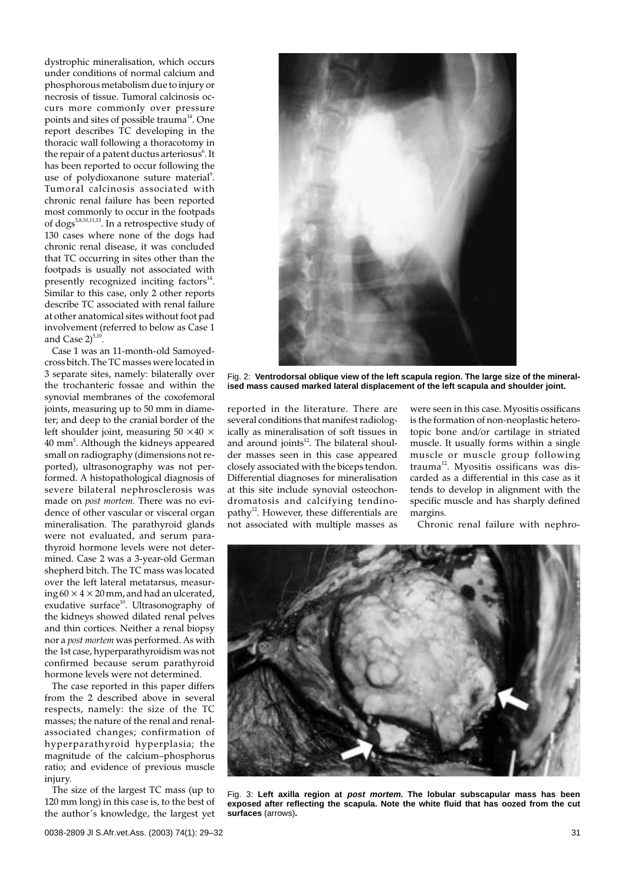dystrophic mineralisation, which occurs under conditions of normal calcium and phosphorous metabolism due to injury or necrosis of tissue. Tumoral calcinosis occurs more commonly over pressure points and sites of possible trauma[14]. One report describes TC developing in the thoracic wall following a thoracotomy in the repair of a patent ductus arteriosus[6]. It has been reported to occur following the use of polydioxanone suture material[9]. Tumoral calcinosis associated with chronic renal failure has been reported most commonly to occur in the footpads of dogs[5,8,10,11,13]. In a retrospective study of 130 cases where none of the dogs had chronic renal disease, it was concluded that TC occurring in sites other than the footpads is usually not associated with presently recognized inciting factors[14]. Similar to this case, only 2 other reports describe TC associated with renal failure at other anatomical sites without foot pad involvement (referred to below as Case 1 and Case 2)[5,10].

Case 1 was an 11-month-old Samoyed-cross bitch. The TC masses were located in 3 separate sites, namely: bilaterally over the trochanteric fossae and within the synovial membranes of the coxofemoral joints, measuring up to 50 mm in diameter; and deep to the cranial border of the left shoulder joint, measuring $50 \times 40 \times 40$ mm[5]. Although the kidneys appeared small on radiography (dimensions not reported), ultrasonography was not performed. A histopathological diagnosis of severe bilateral nephrosclerosis was made on *post mortem.* There was no evidence of other vascular or visceral organ mineralisation. The parathyroid glands were not evaluated, and serum parathyroid hormone levels were not determined. Case 2 was a 3-year-old German shepherd bitch. The TC mass was located over the left lateral metatarsus, measuring $60 \times 4 \times 20$ mm, and had an ulcerated, exudative surface[10]. Ultrasonography of the kidneys showed dilated renal pelves and thin cortices. Neither a renal biopsy nor a *post mortem* was performed. As with the 1st case, hyperparathyroidism was not confirmed because serum parathyroid hormone levels were not determined.

The case reported in this paper differs from the 2 described above in several respects, namely: the size of the TC masses; the nature of the renal and renal-associated changes; confirmation of hyperparathyroid hyperplasia; the magnitude of the calcium–phosphorus ratio; and evidence of previous muscle injury.

The size of the largest TC mass (up to 120 mm long) in this case is, to the best of the author's knowledge, the largest yet reported in the literature. There are several conditions that manifest radiologically as mineralisation of soft tissues in and around joints[12]. The bilateral shoulder masses seen in this case appeared closely associated with the biceps tendon. Differential diagnoses for mineralisation at this site include synovial osteochondromatosis and calcifying tendinopathy[12]. However, these differentials are not associated with multiple masses as were seen in this case. Myositis ossificans is the formation of non-neoplastic heterotopic bone and/or cartilage in striated muscle. It usually forms within a single muscle or muscle group following trauma[12]. Myositis ossificans was discarded as a differential in this case as it tends to develop in alignment with the specific muscle and has sharply defined margins.

Chronic renal failure with nephro-

Fig. 2: **Ventrodorsal oblique view of the left scapula region. The large size of the mineralised mass caused marked lateral displacement of the left scapula and shoulder joint.**

Fig. 3: **Left axilla region at *post mortem.* The lobular subscapular mass has been exposed after reflecting the scapula. Note the white fluid that has oozed from the cut surfaces** (arrows)**.**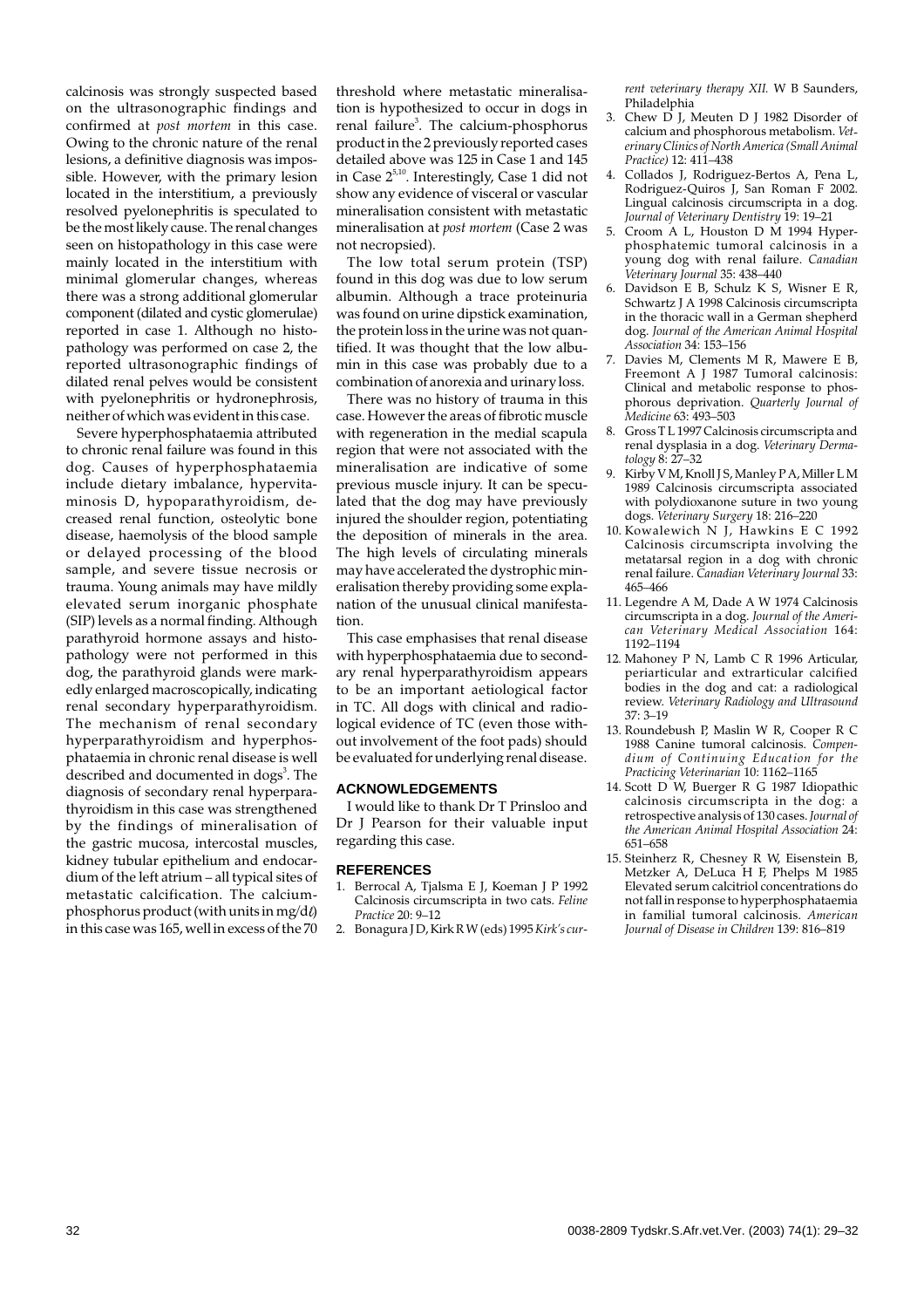calcinosis was strongly suspected based on the ultrasonographic findings and confirmed at *post mortem* in this case. Owing to the chronic nature of the renal lesions, a definitive diagnosis was impossible. However, with the primary lesion located in the interstitium, a previously resolved pyelonephritis is speculated to be the most likely cause. The renal changes seen on histopathology in this case were mainly located in the interstitium with minimal glomerular changes, whereas there was a strong additional glomerular component (dilated and cystic glomerulae) reported in case 1. Although no histopathology was performed on case 2, the reported ultrasonographic findings of dilated renal pelves would be consistent with pyelonephritis or hydronephrosis, neither of which was evident in this case.

Severe hyperphosphataemia attributed to chronic renal failure was found in this dog. Causes of hyperphosphataemia include dietary imbalance, hypervitaminosis D, hypoparathyroidism, decreased renal function, osteolytic bone disease, haemolysis of the blood sample or delayed processing of the blood sample, and severe tissue necrosis or trauma. Young animals may have mildly elevated serum inorganic phosphate (SIP) levels as a normal finding. Although parathyroid hormone assays and histopathology were not performed in this dog, the parathyroid glands were markedly enlarged macroscopically, indicating renal secondary hyperparathyroidism. The mechanism of renal secondary hyperparathyroidism and hyperphosphataemia in chronic renal disease is well described and documented in dogs[3]. The diagnosis of secondary renal hyperparathyroidism in this case was strengthened by the findings of mineralisation of the gastric mucosa, intercostal muscles, kidney tubular epithelium and endocardium of the left atrium – all typical sites of metastatic calcification. The calcium-phosphorus product (with units in mg/dℓ) in this case was 165, well in excess of the 70 threshold where metastatic mineralisation is hypothesized to occur in dogs in renal failure[3]. The calcium-phosphorus product in the 2 previously reported cases detailed above was 125 in Case 1 and 145 in Case 2[5,10]. Interestingly, Case 1 did not show any evidence of visceral or vascular mineralisation consistent with metastatic mineralisation at *post mortem* (Case 2 was not necropsied).

The low total serum protein (TSP) found in this dog was due to low serum albumin. Although a trace proteinuria was found on urine dipstick examination, the protein loss in the urine was not quantified. It was thought that the low albumin in this case was probably due to a combination of anorexia and urinary loss.

There was no history of trauma in this case. However the areas of fibrotic muscle with regeneration in the medial scapula region that were not associated with the mineralisation are indicative of some previous muscle injury. It can be speculated that the dog may have previously injured the shoulder region, potentiating the deposition of minerals in the area. The high levels of circulating minerals may have accelerated the dystrophic mineralisation thereby providing some explanation of the unusual clinical manifestation.

This case emphasises that renal disease with hyperphosphataemia due to secondary renal hyperparathyroidism appears to be an important aetiological factor in TC. All dogs with clinical and radiological evidence of TC (even those without involvement of the foot pads) should be evaluated for underlying renal disease.

## ACKNOWLEDGEMENTS

I would like to thank Dr T Prinsloo and Dr J Pearson for their valuable input regarding this case.

## REFERENCES

1. Berrocal A, Tjalsma E J, Koeman J P 1992 Calcinosis circumscripta in two cats. *Feline Practice* 20: 9–12
2. Bonagura J D, Kirk R W (eds) 1995 *Kirk's current veterinary therapy XII.* W B Saunders, Philadelphia
3. Chew D J, Meuten D J 1982 Disorder of calcium and phosphorous metabolism. *Veterinary Clinics of North America (Small Animal Practice)* 12: 411–438
4. Collados J, Rodriguez-Bertos A, Pena L, Rodriguez-Quiros J, San Roman F 2002. Lingual calcinosis circumscripta in a dog. *Journal of Veterinary Dentistry* 19: 19–21
5. Croom A L, Houston D M 1994 Hyperphosphatemic tumoral calcinosis in a young dog with renal failure. *Canadian Veterinary Journal* 35: 438–440
6. Davidson E B, Schulz K S, Wisner E R, Schwartz J A 1998 Calcinosis circumscripta in the thoracic wall in a German shepherd dog. *Journal of the American Animal Hospital Association* 34: 153–156
7. Davies M, Clements M R, Mawere E B, Freemont A J 1987 Tumoral calcinosis: Clinical and metabolic response to phosphorous deprivation. *Quarterly Journal of Medicine* 63: 493–503
8. Gross T L 1997 Calcinosis circumscripta and renal dysplasia in a dog. *Veterinary Dermatology* 8: 27–32
9. Kirby V M, Knoll J S, Manley P A, Miller L M 1989 Calcinosis circumscripta associated with polydioxanone suture in two young dogs. *Veterinary Surgery* 18: 216–220
10. Kowalewich N J, Hawkins E C 1992 Calcinosis circumscripta involving the metatarsal region in a dog with chronic renal failure. *Canadian Veterinary Journal* 33: 465–466
11. Legendre A M, Dade A W 1974 Calcinosis circumscripta in a dog. *Journal of the American Veterinary Medical Association* 164: 1192–1194
12. Mahoney P N, Lamb C R 1996 Articular, periarticular and extrarticular calcified bodies in the dog and cat: a radiological review. *Veterinary Radiology and Ultrasound* 37: 3–19
13. Roundebush P, Maslin W R, Cooper R C 1988 Canine tumoral calcinosis. *Compendium of Continuing Education for the Practicing Veterinarian* 10: 1162–1165
14. Scott D W, Buerger R G 1987 Idiopathic calcinosis circumscripta in the dog: a retrospective analysis of 130 cases. *Journal of the American Animal Hospital Association* 24: 651–658
15. Steinherz R, Chesney R W, Eisenstein B, Metzker A, DeLuca H F, Phelps M 1985 Elevated serum calcitriol concentrations do not fall in response to hyperphosphataemia in familial tumoral calcinosis. *American Journal of Disease in Children* 139: 816–819